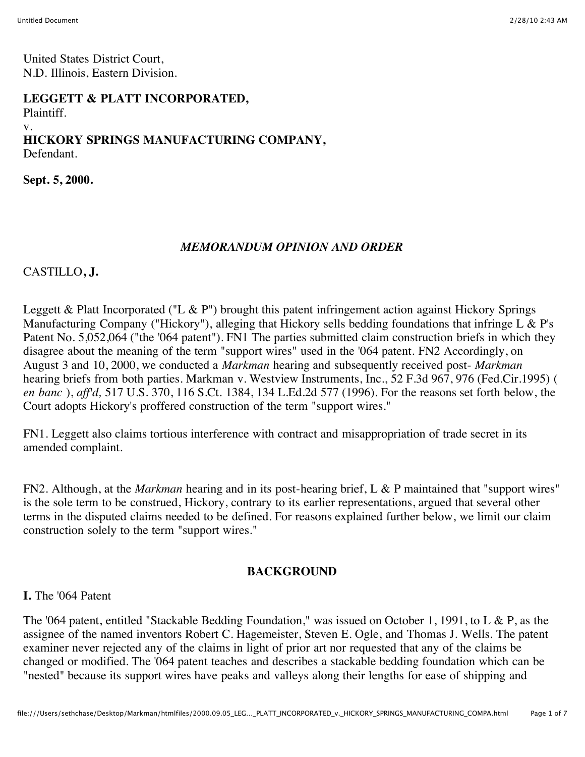United States District Court,
N.D. Illinois, Eastern Division.

**LEGGETT & PLATT INCORPORATED,**
Plaintiff.
v.
**HICKORY SPRINGS MANUFACTURING COMPANY,**
Defendant.

**Sept. 5, 2000.**

## *MEMORANDUM OPINION AND ORDER*

CASTILLO**, J.**

Leggett & Platt Incorporated ("L & P") brought this patent infringement action against Hickory Springs Manufacturing Company ("Hickory"), alleging that Hickory sells bedding foundations that infringe L & P's Patent No. 5,052,064 ("the '064 patent"). FN1 The parties submitted claim construction briefs in which they disagree about the meaning of the term "support wires" used in the '064 patent. FN2 Accordingly, on August 3 and 10, 2000, we conducted a *Markman* hearing and subsequently received post- *Markman* hearing briefs from both parties. Markman v. Westview Instruments, Inc., 52 F.3d 967, 976 (Fed.Cir.1995) ( *en banc* ), *aff'd,* 517 U.S. 370, 116 S.Ct. 1384, 134 L.Ed.2d 577 (1996). For the reasons set forth below, the Court adopts Hickory's proffered construction of the term "support wires."

FN1. Leggett also claims tortious interference with contract and misappropriation of trade secret in its amended complaint.

FN2. Although, at the *Markman* hearing and in its post-hearing brief, L & P maintained that "support wires" is the sole term to be construed, Hickory, contrary to its earlier representations, argued that several other terms in the disputed claims needed to be defined. For reasons explained further below, we limit our claim construction solely to the term "support wires."

## BACKGROUND

**I.** The '064 Patent

The '064 patent, entitled "Stackable Bedding Foundation," was issued on October 1, 1991, to L & P, as the assignee of the named inventors Robert C. Hagemeister, Steven E. Ogle, and Thomas J. Wells. The patent examiner never rejected any of the claims in light of prior art nor requested that any of the claims be changed or modified. The '064 patent teaches and describes a stackable bedding foundation which can be "nested" because its support wires have peaks and valleys along their lengths for ease of shipping and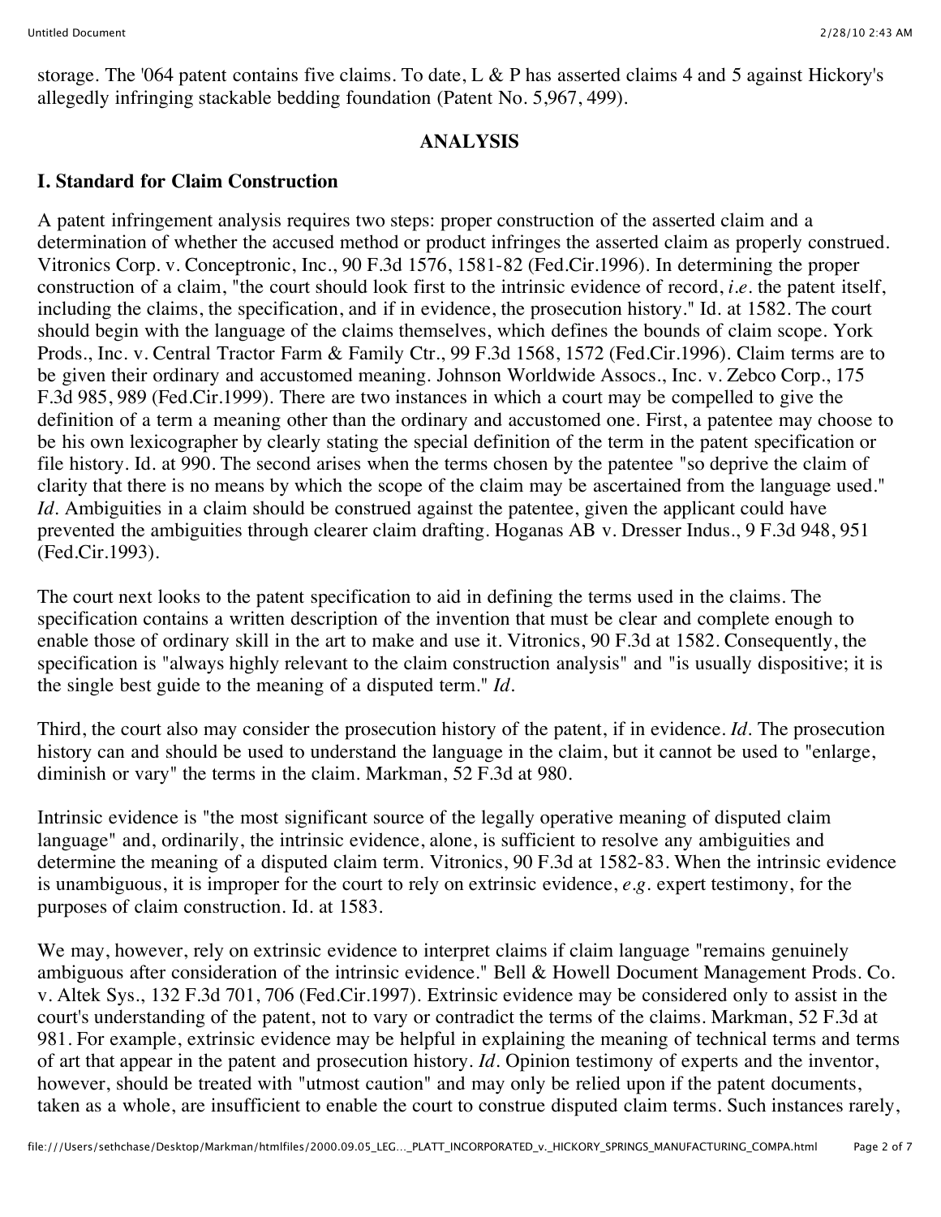storage. The '064 patent contains five claims. To date, L & P has asserted claims 4 and 5 against Hickory's allegedly infringing stackable bedding foundation (Patent No. 5,967, 499).

## ANALYSIS

### I. Standard for Claim Construction

A patent infringement analysis requires two steps: proper construction of the asserted claim and a determination of whether the accused method or product infringes the asserted claim as properly construed. Vitronics Corp. v. Conceptronic, Inc., 90 F.3d 1576, 1581-82 (Fed.Cir.1996). In determining the proper construction of a claim, "the court should look first to the intrinsic evidence of record, *i.e.* the patent itself, including the claims, the specification, and if in evidence, the prosecution history." Id. at 1582. The court should begin with the language of the claims themselves, which defines the bounds of claim scope. York Prods., Inc. v. Central Tractor Farm & Family Ctr., 99 F.3d 1568, 1572 (Fed.Cir.1996). Claim terms are to be given their ordinary and accustomed meaning. Johnson Worldwide Assocs., Inc. v. Zebco Corp., 175 F.3d 985, 989 (Fed.Cir.1999). There are two instances in which a court may be compelled to give the definition of a term a meaning other than the ordinary and accustomed one. First, a patentee may choose to be his own lexicographer by clearly stating the special definition of the term in the patent specification or file history. Id. at 990. The second arises when the terms chosen by the patentee "so deprive the claim of clarity that there is no means by which the scope of the claim may be ascertained from the language used." *Id*. Ambiguities in a claim should be construed against the patentee, given the applicant could have prevented the ambiguities through clearer claim drafting. Hoganas AB v. Dresser Indus., 9 F.3d 948, 951 (Fed.Cir.1993).

The court next looks to the patent specification to aid in defining the terms used in the claims. The specification contains a written description of the invention that must be clear and complete enough to enable those of ordinary skill in the art to make and use it. Vitronics, 90 F.3d at 1582. Consequently, the specification is "always highly relevant to the claim construction analysis" and "is usually dispositive; it is the single best guide to the meaning of a disputed term." *Id*.

Third, the court also may consider the prosecution history of the patent, if in evidence. *Id*. The prosecution history can and should be used to understand the language in the claim, but it cannot be used to "enlarge, diminish or vary" the terms in the claim. Markman, 52 F.3d at 980.

Intrinsic evidence is "the most significant source of the legally operative meaning of disputed claim language" and, ordinarily, the intrinsic evidence, alone, is sufficient to resolve any ambiguities and determine the meaning of a disputed claim term. Vitronics, 90 F.3d at 1582-83. When the intrinsic evidence is unambiguous, it is improper for the court to rely on extrinsic evidence, *e.g.* expert testimony, for the purposes of claim construction. Id. at 1583.

We may, however, rely on extrinsic evidence to interpret claims if claim language "remains genuinely ambiguous after consideration of the intrinsic evidence." Bell & Howell Document Management Prods. Co. v. Altek Sys., 132 F.3d 701, 706 (Fed.Cir.1997). Extrinsic evidence may be considered only to assist in the court's understanding of the patent, not to vary or contradict the terms of the claims. Markman, 52 F.3d at 981. For example, extrinsic evidence may be helpful in explaining the meaning of technical terms and terms of art that appear in the patent and prosecution history. *Id*. Opinion testimony of experts and the inventor, however, should be treated with "utmost caution" and may only be relied upon if the patent documents, taken as a whole, are insufficient to enable the court to construe disputed claim terms. Such instances rarely,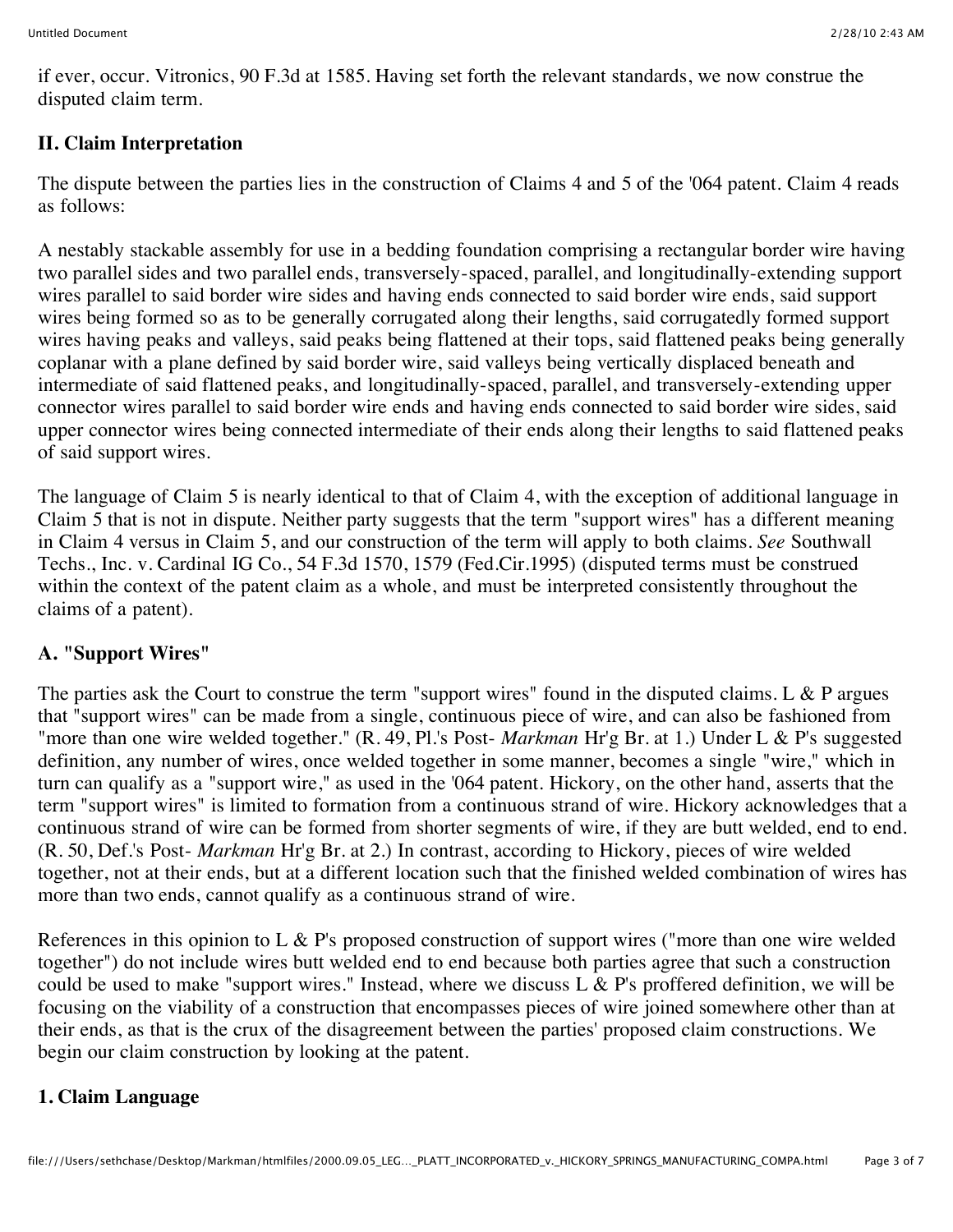if ever, occur. Vitronics, 90 F.3d at 1585. Having set forth the relevant standards, we now construe the disputed claim term.

## II. Claim Interpretation

The dispute between the parties lies in the construction of Claims 4 and 5 of the '064 patent. Claim 4 reads as follows:

A nestably stackable assembly for use in a bedding foundation comprising a rectangular border wire having two parallel sides and two parallel ends, transversely-spaced, parallel, and longitudinally-extending support wires parallel to said border wire sides and having ends connected to said border wire ends, said support wires being formed so as to be generally corrugated along their lengths, said corrugatedly formed support wires having peaks and valleys, said peaks being flattened at their tops, said flattened peaks being generally coplanar with a plane defined by said border wire, said valleys being vertically displaced beneath and intermediate of said flattened peaks, and longitudinally-spaced, parallel, and transversely-extending upper connector wires parallel to said border wire ends and having ends connected to said border wire sides, said upper connector wires being connected intermediate of their ends along their lengths to said flattened peaks of said support wires.

The language of Claim 5 is nearly identical to that of Claim 4, with the exception of additional language in Claim 5 that is not in dispute. Neither party suggests that the term "support wires" has a different meaning in Claim 4 versus in Claim 5, and our construction of the term will apply to both claims. *See* Southwall Techs., Inc. v. Cardinal IG Co., 54 F.3d 1570, 1579 (Fed.Cir.1995) (disputed terms must be construed within the context of the patent claim as a whole, and must be interpreted consistently throughout the claims of a patent).

### A. "Support Wires"

The parties ask the Court to construe the term "support wires" found in the disputed claims. L & P argues that "support wires" can be made from a single, continuous piece of wire, and can also be fashioned from "more than one wire welded together." (R. 49, Pl.'s Post- *Markman* Hr'g Br. at 1.) Under L & P's suggested definition, any number of wires, once welded together in some manner, becomes a single "wire," which in turn can qualify as a "support wire," as used in the '064 patent. Hickory, on the other hand, asserts that the term "support wires" is limited to formation from a continuous strand of wire. Hickory acknowledges that a continuous strand of wire can be formed from shorter segments of wire, if they are butt welded, end to end. (R. 50, Def.'s Post- *Markman* Hr'g Br. at 2.) In contrast, according to Hickory, pieces of wire welded together, not at their ends, but at a different location such that the finished welded combination of wires has more than two ends, cannot qualify as a continuous strand of wire.

References in this opinion to L & P's proposed construction of support wires ("more than one wire welded together") do not include wires butt welded end to end because both parties agree that such a construction could be used to make "support wires." Instead, where we discuss L & P's proffered definition, we will be focusing on the viability of a construction that encompasses pieces of wire joined somewhere other than at their ends, as that is the crux of the disagreement between the parties' proposed claim constructions. We begin our claim construction by looking at the patent.

#### 1. Claim Language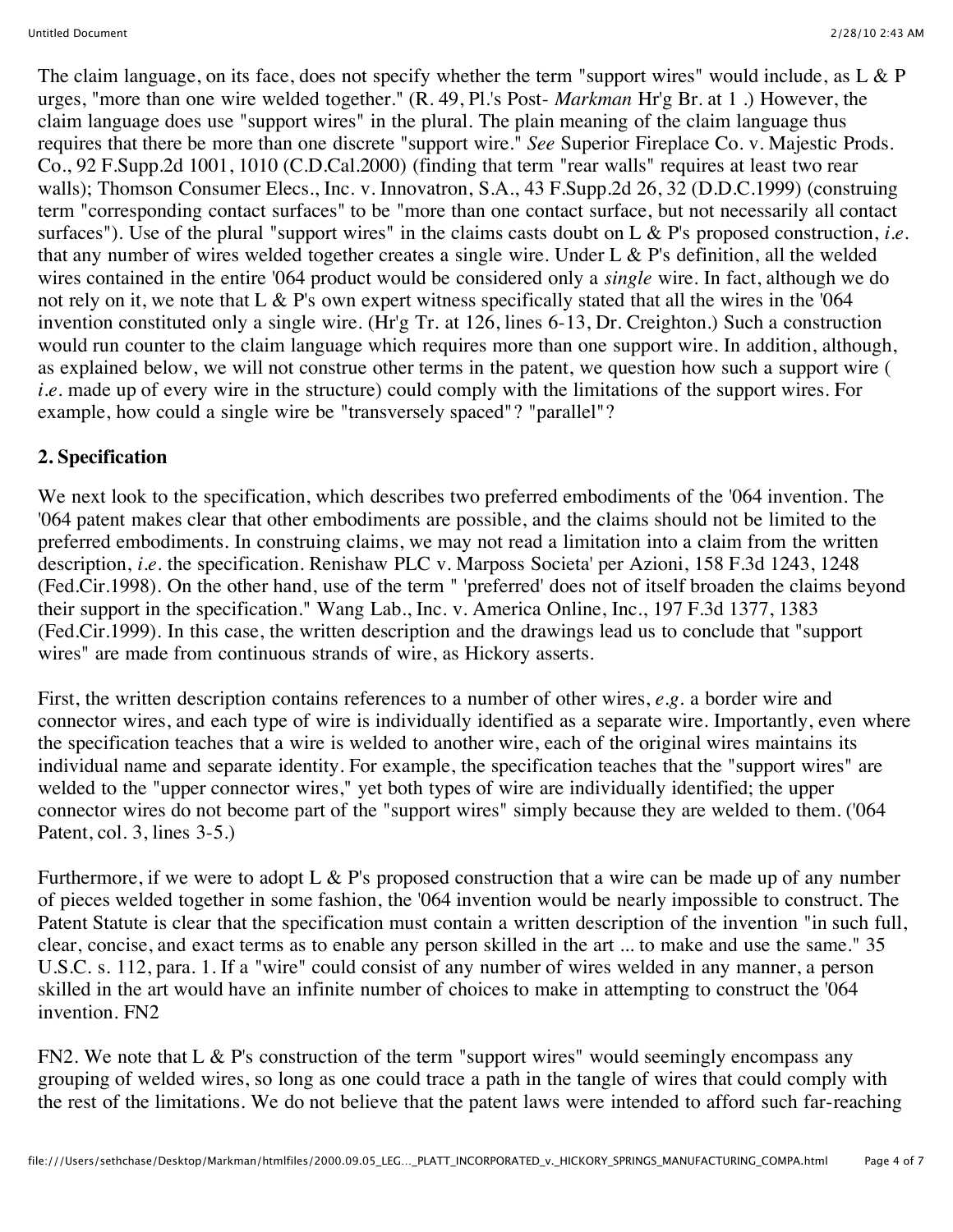The claim language, on its face, does not specify whether the term "support wires" would include, as L & P urges, "more than one wire welded together." (R. 49, Pl.'s Post- *Markman* Hr'g Br. at 1 .) However, the claim language does use "support wires" in the plural. The plain meaning of the claim language thus requires that there be more than one discrete "support wire." *See* Superior Fireplace Co. v. Majestic Prods. Co., 92 F.Supp.2d 1001, 1010 (C.D.Cal.2000) (finding that term "rear walls" requires at least two rear walls); Thomson Consumer Elecs., Inc. v. Innovatron, S.A., 43 F.Supp.2d 26, 32 (D.D.C.1999) (construing term "corresponding contact surfaces" to be "more than one contact surface, but not necessarily all contact surfaces"). Use of the plural "support wires" in the claims casts doubt on L & P's proposed construction, *i.e.* that any number of wires welded together creates a single wire. Under L & P's definition, all the welded wires contained in the entire '064 product would be considered only a *single* wire. In fact, although we do not rely on it, we note that L & P's own expert witness specifically stated that all the wires in the '064 invention constituted only a single wire. (Hr'g Tr. at 126, lines 6-13, Dr. Creighton.) Such a construction would run counter to the claim language which requires more than one support wire. In addition, although, as explained below, we will not construe other terms in the patent, we question how such a support wire ( *i.e.* made up of every wire in the structure) could comply with the limitations of the support wires. For example, how could a single wire be "transversely spaced"? "parallel"?

**2. Specification**

We next look to the specification, which describes two preferred embodiments of the '064 invention. The '064 patent makes clear that other embodiments are possible, and the claims should not be limited to the preferred embodiments. In construing claims, we may not read a limitation into a claim from the written description, *i.e.* the specification. Renishaw PLC v. Marposs Societa' per Azioni, 158 F.3d 1243, 1248 (Fed.Cir.1998). On the other hand, use of the term " 'preferred' does not of itself broaden the claims beyond their support in the specification." Wang Lab., Inc. v. America Online, Inc., 197 F.3d 1377, 1383 (Fed.Cir.1999). In this case, the written description and the drawings lead us to conclude that "support wires" are made from continuous strands of wire, as Hickory asserts.

First, the written description contains references to a number of other wires, *e.g.* a border wire and connector wires, and each type of wire is individually identified as a separate wire. Importantly, even where the specification teaches that a wire is welded to another wire, each of the original wires maintains its individual name and separate identity. For example, the specification teaches that the "support wires" are welded to the "upper connector wires," yet both types of wire are individually identified; the upper connector wires do not become part of the "support wires" simply because they are welded to them. ('064 Patent, col. 3, lines 3-5.)

Furthermore, if we were to adopt L & P's proposed construction that a wire can be made up of any number of pieces welded together in some fashion, the '064 invention would be nearly impossible to construct. The Patent Statute is clear that the specification must contain a written description of the invention "in such full, clear, concise, and exact terms as to enable any person skilled in the art ... to make and use the same." 35 U.S.C. s. 112, para. 1. If a "wire" could consist of any number of wires welded in any manner, a person skilled in the art would have an infinite number of choices to make in attempting to construct the '064 invention. FN2

FN2. We note that L & P's construction of the term "support wires" would seemingly encompass any grouping of welded wires, so long as one could trace a path in the tangle of wires that could comply with the rest of the limitations. We do not believe that the patent laws were intended to afford such far-reaching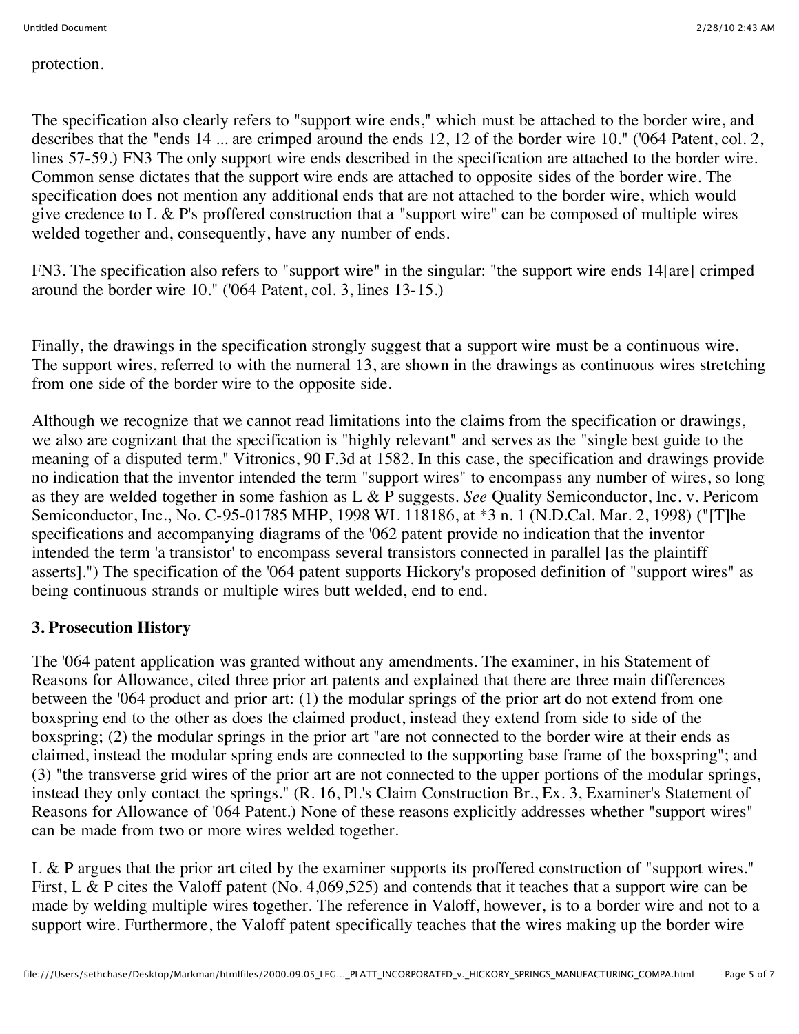protection.

The specification also clearly refers to "support wire ends," which must be attached to the border wire, and describes that the "ends 14 ... are crimped around the ends 12, 12 of the border wire 10." ('064 Patent, col. 2, lines 57-59.) FN3 The only support wire ends described in the specification are attached to the border wire. Common sense dictates that the support wire ends are attached to opposite sides of the border wire. The specification does not mention any additional ends that are not attached to the border wire, which would give credence to L & P's proffered construction that a "support wire" can be composed of multiple wires welded together and, consequently, have any number of ends.

FN3. The specification also refers to "support wire" in the singular: "the support wire ends 14[are] crimped around the border wire 10." ('064 Patent, col. 3, lines 13-15.)

Finally, the drawings in the specification strongly suggest that a support wire must be a continuous wire. The support wires, referred to with the numeral 13, are shown in the drawings as continuous wires stretching from one side of the border wire to the opposite side.

Although we recognize that we cannot read limitations into the claims from the specification or drawings, we also are cognizant that the specification is "highly relevant" and serves as the "single best guide to the meaning of a disputed term." Vitronics, 90 F.3d at 1582. In this case, the specification and drawings provide no indication that the inventor intended the term "support wires" to encompass any number of wires, so long as they are welded together in some fashion as L & P suggests. *See* Quality Semiconductor, Inc. v. Pericom Semiconductor, Inc., No. C-95-01785 MHP, 1998 WL 118186, at *3 n. 1 (N.D.Cal. Mar. 2, 1998) ("[T]he specifications and accompanying diagrams of the '062 patent provide no indication that the inventor intended the term 'a transistor' to encompass several transistors connected in parallel [as the plaintiff asserts].") The specification of the '064 patent supports Hickory's proposed definition of "support wires" as being continuous strands or multiple wires butt welded, end to end.

### 3. Prosecution History

The '064 patent application was granted without any amendments. The examiner, in his Statement of Reasons for Allowance, cited three prior art patents and explained that there are three main differences between the '064 product and prior art: (1) the modular springs of the prior art do not extend from one boxspring end to the other as does the claimed product, instead they extend from side to side of the boxspring; (2) the modular springs in the prior art "are not connected to the border wire at their ends as claimed, instead the modular spring ends are connected to the supporting base frame of the boxspring"; and (3) "the transverse grid wires of the prior art are not connected to the upper portions of the modular springs, instead they only contact the springs." (R. 16, Pl.'s Claim Construction Br., Ex. 3, Examiner's Statement of Reasons for Allowance of '064 Patent.) None of these reasons explicitly addresses whether "support wires" can be made from two or more wires welded together.

L & P argues that the prior art cited by the examiner supports its proffered construction of "support wires." First, L & P cites the Valoff patent (No. 4,069,525) and contends that it teaches that a support wire can be made by welding multiple wires together. The reference in Valoff, however, is to a border wire and not to a support wire. Furthermore, the Valoff patent specifically teaches that the wires making up the border wire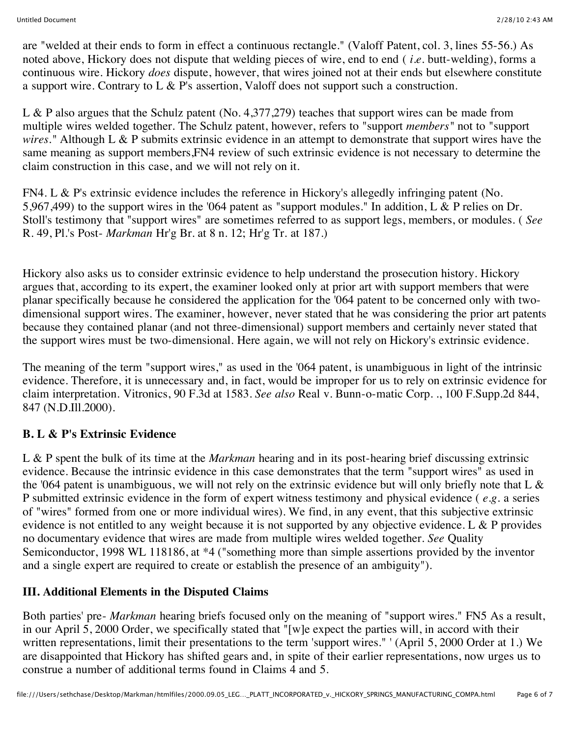are "welded at their ends to form in effect a continuous rectangle." (Valoff Patent, col. 3, lines 55-56.) As noted above, Hickory does not dispute that welding pieces of wire, end to end ( *i.e.* butt-welding), forms a continuous wire. Hickory *does* dispute, however, that wires joined not at their ends but elsewhere constitute a support wire. Contrary to L & P's assertion, Valoff does not support such a construction.

L & P also argues that the Schulz patent (No. 4,377,279) teaches that support wires can be made from multiple wires welded together. The Schulz patent, however, refers to "support *members*" not to "support *wires*." Although L & P submits extrinsic evidence in an attempt to demonstrate that support wires have the same meaning as support members,FN4 review of such extrinsic evidence is not necessary to determine the claim construction in this case, and we will not rely on it.

FN4. L & P's extrinsic evidence includes the reference in Hickory's allegedly infringing patent (No. 5,967,499) to the support wires in the '064 patent as "support modules." In addition, L & P relies on Dr. Stoll's testimony that "support wires" are sometimes referred to as support legs, members, or modules. ( *See* R. 49, Pl.'s Post- *Markman* Hr'g Br. at 8 n. 12; Hr'g Tr. at 187.)

Hickory also asks us to consider extrinsic evidence to help understand the prosecution history. Hickory argues that, according to its expert, the examiner looked only at prior art with support members that were planar specifically because he considered the application for the '064 patent to be concerned only with two-dimensional support wires. The examiner, however, never stated that he was considering the prior art patents because they contained planar (and not three-dimensional) support members and certainly never stated that the support wires must be two-dimensional. Here again, we will not rely on Hickory's extrinsic evidence.

The meaning of the term "support wires," as used in the '064 patent, is unambiguous in light of the intrinsic evidence. Therefore, it is unnecessary and, in fact, would be improper for us to rely on extrinsic evidence for claim interpretation. Vitronics, 90 F.3d at 1583. *See also* Real v. Bunn-o-matic Corp. ., 100 F.Supp.2d 844, 847 (N.D.Ill.2000).

### B. L & P's Extrinsic Evidence

L & P spent the bulk of its time at the *Markman* hearing and in its post-hearing brief discussing extrinsic evidence. Because the intrinsic evidence in this case demonstrates that the term "support wires" as used in the '064 patent is unambiguous, we will not rely on the extrinsic evidence but will only briefly note that L & P submitted extrinsic evidence in the form of expert witness testimony and physical evidence ( *e.g.* a series of "wires" formed from one or more individual wires). We find, in any event, that this subjective extrinsic evidence is not entitled to any weight because it is not supported by any objective evidence. L & P provides no documentary evidence that wires are made from multiple wires welded together. *See* Quality Semiconductor, 1998 WL 118186, at *4 ("something more than simple assertions provided by the inventor and a single expert are required to create or establish the presence of an ambiguity").

## III. Additional Elements in the Disputed Claims

Both parties' pre- *Markman* hearing briefs focused only on the meaning of "support wires." FN5 As a result, in our April 5, 2000 Order, we specifically stated that "[w]e expect the parties will, in accord with their written representations, limit their presentations to the term 'support wires." ' (April 5, 2000 Order at 1.) We are disappointed that Hickory has shifted gears and, in spite of their earlier representations, now urges us to construe a number of additional terms found in Claims 4 and 5.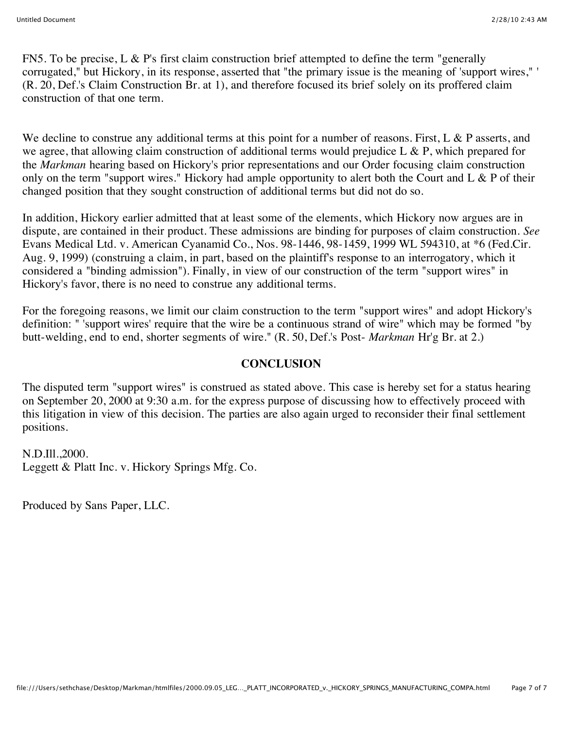FN5. To be precise, L & P's first claim construction brief attempted to define the term "generally corrugated," but Hickory, in its response, asserted that "the primary issue is the meaning of 'support wires," ' (R. 20, Def.'s Claim Construction Br. at 1), and therefore focused its brief solely on its proffered claim construction of that one term.

We decline to construe any additional terms at this point for a number of reasons. First, L & P asserts, and we agree, that allowing claim construction of additional terms would prejudice L & P, which prepared for the *Markman* hearing based on Hickory's prior representations and our Order focusing claim construction only on the term "support wires." Hickory had ample opportunity to alert both the Court and L & P of their changed position that they sought construction of additional terms but did not do so.

In addition, Hickory earlier admitted that at least some of the elements, which Hickory now argues are in dispute, are contained in their product. These admissions are binding for purposes of claim construction. *See* Evans Medical Ltd. v. American Cyanamid Co., Nos. 98-1446, 98-1459, 1999 WL 594310, at *6 (Fed.Cir. Aug. 9, 1999) (construing a claim, in part, based on the plaintiff's response to an interrogatory, which it considered a "binding admission"). Finally, in view of our construction of the term "support wires" in Hickory's favor, there is no need to construe any additional terms.

For the foregoing reasons, we limit our claim construction to the term "support wires" and adopt Hickory's definition: " 'support wires' require that the wire be a continuous strand of wire" which may be formed "by butt-welding, end to end, shorter segments of wire." (R. 50, Def.'s Post- *Markman* Hr'g Br. at 2.)

## CONCLUSION

The disputed term "support wires" is construed as stated above. This case is hereby set for a status hearing on September 20, 2000 at 9:30 a.m. for the express purpose of discussing how to effectively proceed with this litigation in view of this decision. The parties are also again urged to reconsider their final settlement positions.

N.D.Ill.,2000.
Leggett & Platt Inc. v. Hickory Springs Mfg. Co.

Produced by Sans Paper, LLC.